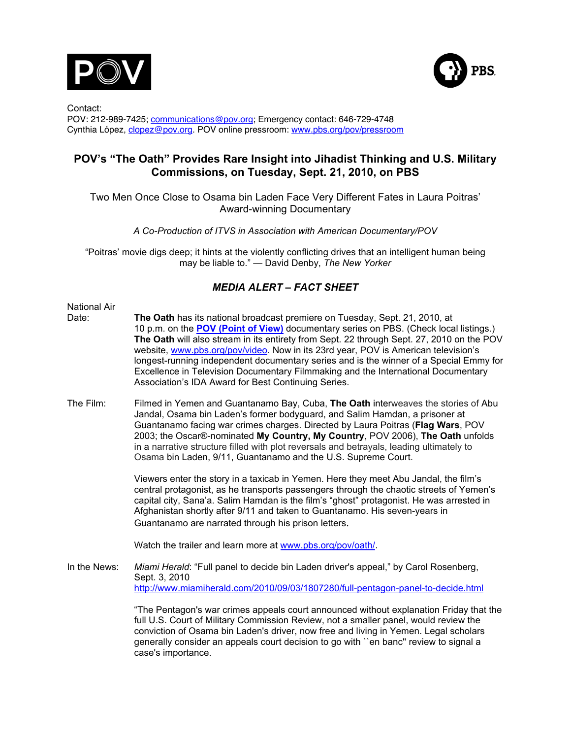Contact:
POV: 212-989-7425; communications@pov.org; Emergency contact: 646-729-4748
Cynthia López, clopez@pov.org. POV online pressroom: www.pbs.org/pov/pressroom

## POV's "The Oath" Provides Rare Insight into Jihadist Thinking and U.S. Military Commissions, on Tuesday, Sept. 21, 2010, on PBS

Two Men Once Close to Osama bin Laden Face Very Different Fates in Laura Poitras' Award-winning Documentary

*A Co-Production of ITVS in Association with American Documentary/POV*

"Poitras' movie digs deep; it hints at the violently conflicting drives that an intelligent human being may be liable to." — David Denby, *The New Yorker*

### *MEDIA ALERT – FACT SHEET*

**National Air Date:** **The Oath** has its national broadcast premiere on Tuesday, Sept. 21, 2010, at 10 p.m. on the **POV (Point of View)** documentary series on PBS. (Check local listings.) **The Oath** will also stream in its entirety from Sept. 22 through Sept. 27, 2010 on the POV website, www.pbs.org/pov/video. Now in its 23rd year, POV is American television's longest-running independent documentary series and is the winner of a Special Emmy for Excellence in Television Documentary Filmmaking and the International Documentary Association's IDA Award for Best Continuing Series.

**The Film:** Filmed in Yemen and Guantanamo Bay, Cuba, **The Oath** interweaves the stories of Abu Jandal, Osama bin Laden's former bodyguard, and Salim Hamdan, a prisoner at Guantanamo facing war crimes charges. Directed by Laura Poitras (**Flag Wars**, POV 2003; the Oscar®-nominated **My Country, My Country**, POV 2006), **The Oath** unfolds in a narrative structure filled with plot reversals and betrayals, leading ultimately to Osama bin Laden, 9/11, Guantanamo and the U.S. Supreme Court.

Viewers enter the story in a taxicab in Yemen. Here they meet Abu Jandal, the film's central protagonist, as he transports passengers through the chaotic streets of Yemen's capital city, Sana'a. Salim Hamdan is the film's "ghost" protagonist. He was arrested in Afghanistan shortly after 9/11 and taken to Guantanamo. His seven-years in Guantanamo are narrated through his prison letters.

Watch the trailer and learn more at www.pbs.org/pov/oath/.

**In the News:** *Miami Herald*: "Full panel to decide bin Laden driver's appeal," by Carol Rosenberg, Sept. 3, 2010
http://www.miamiherald.com/2010/09/03/1807280/full-pentagon-panel-to-decide.html

"The Pentagon's war crimes appeals court announced without explanation Friday that the full U.S. Court of Military Commission Review, not a smaller panel, would review the conviction of Osama bin Laden's driver, now free and living in Yemen. Legal scholars generally consider an appeals court decision to go with ``en banc'' review to signal a case's importance.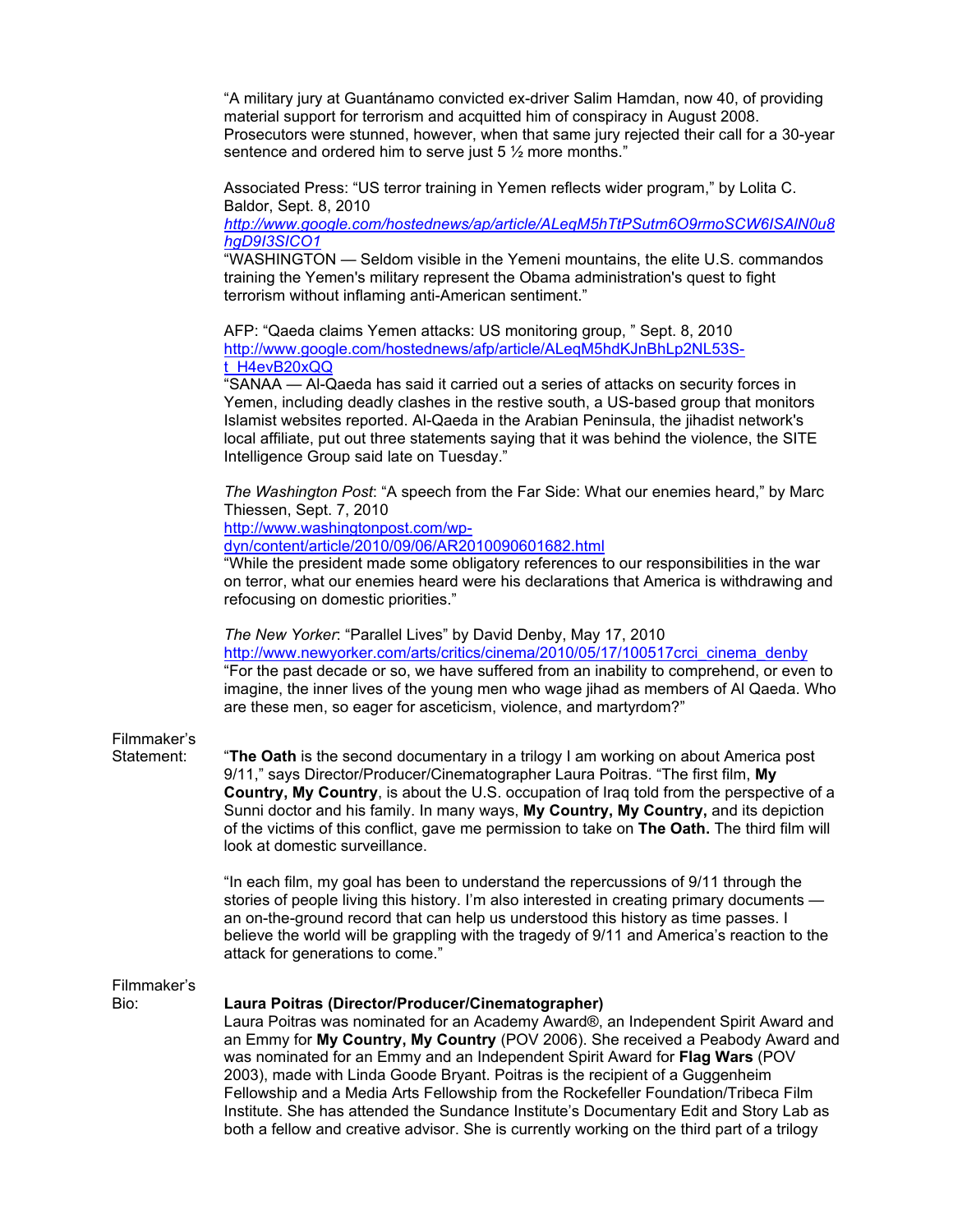"A military jury at Guantánamo convicted ex-driver Salim Hamdan, now 40, of providing material support for terrorism and acquitted him of conspiracy in August 2008. Prosecutors were stunned, however, when that same jury rejected their call for a 30-year sentence and ordered him to serve just 5 ½ more months."

Associated Press: "US terror training in Yemen reflects wider program," by Lolita C. Baldor, Sept. 8, 2010
*http://www.google.com/hostednews/ap/article/ALeqM5hTtPSutm6O9rmoSCW6ISAlN0u8hgD9I3SICO1*
"WASHINGTON — Seldom visible in the Yemeni mountains, the elite U.S. commandos training the Yemen's military represent the Obama administration's quest to fight terrorism without inflaming anti-American sentiment."

AFP: "Qaeda claims Yemen attacks: US monitoring group, " Sept. 8, 2010
http://www.google.com/hostednews/afp/article/ALeqM5hdKJnBhLp2NL53S-t_H4evB20xQQ
"SANAA — Al-Qaeda has said it carried out a series of attacks on security forces in Yemen, including deadly clashes in the restive south, a US-based group that monitors Islamist websites reported. Al-Qaeda in the Arabian Peninsula, the jihadist network's local affiliate, put out three statements saying that it was behind the violence, the SITE Intelligence Group said late on Tuesday."

*The Washington Post*: "A speech from the Far Side: What our enemies heard," by Marc Thiessen, Sept. 7, 2010
http://www.washingtonpost.com/wp-dyn/content/article/2010/09/06/AR2010090601682.html
"While the president made some obligatory references to our responsibilities in the war on terror, what our enemies heard were his declarations that America is withdrawing and refocusing on domestic priorities."

*The New Yorker*: "Parallel Lives" by David Denby, May 17, 2010
http://www.newyorker.com/arts/critics/cinema/2010/05/17/100517crci_cinema_denby
"For the past decade or so, we have suffered from an inability to comprehend, or even to imagine, the inner lives of the young men who wage jihad as members of Al Qaeda. Who are these men, so eager for asceticism, violence, and martyrdom?"

Filmmaker's Statement:

"**The Oath** is the second documentary in a trilogy I am working on about America post 9/11," says Director/Producer/Cinematographer Laura Poitras. "The first film, **My Country, My Country**, is about the U.S. occupation of Iraq told from the perspective of a Sunni doctor and his family. In many ways, **My Country, My Country,** and its depiction of the victims of this conflict, gave me permission to take on **The Oath.** The third film will look at domestic surveillance.

"In each film, my goal has been to understand the repercussions of 9/11 through the stories of people living this history. I'm also interested in creating primary documents — an on-the-ground record that can help us understood this history as time passes. I believe the world will be grappling with the tragedy of 9/11 and America's reaction to the attack for generations to come."

Filmmaker's Bio:

**Laura Poitras (Director/Producer/Cinematographer)**
Laura Poitras was nominated for an Academy Award®, an Independent Spirit Award and an Emmy for **My Country, My Country** (POV 2006). She received a Peabody Award and was nominated for an Emmy and an Independent Spirit Award for **Flag Wars** (POV 2003), made with Linda Goode Bryant. Poitras is the recipient of a Guggenheim Fellowship and a Media Arts Fellowship from the Rockefeller Foundation/Tribeca Film Institute. She has attended the Sundance Institute's Documentary Edit and Story Lab as both a fellow and creative advisor. She is currently working on the third part of a trilogy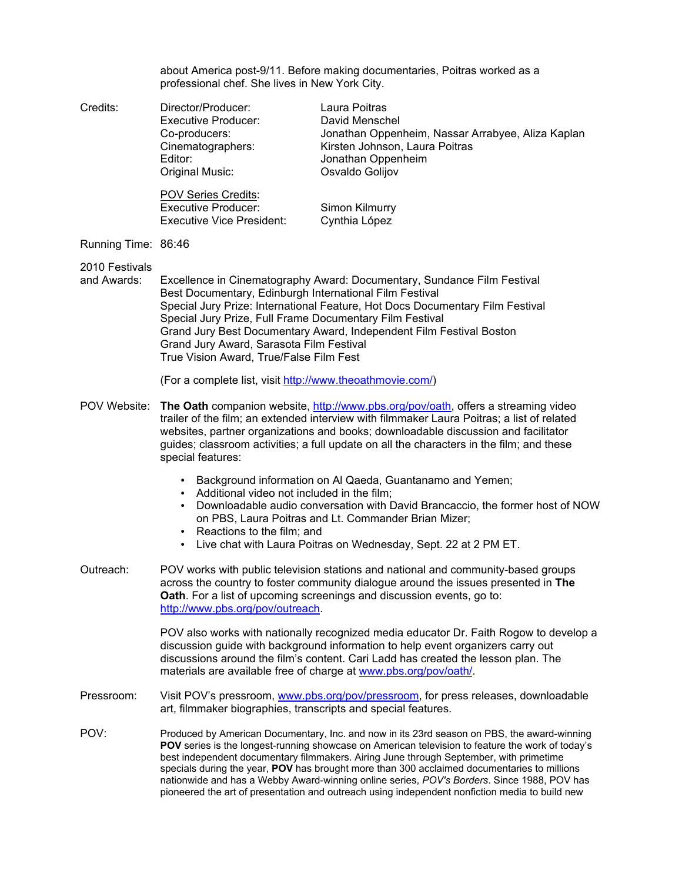about America post-9/11. Before making documentaries, Poitras worked as a professional chef. She lives in New York City.

**Credits:**

| | |
|---|---|
| Director/Producer: | Laura Poitras |
| Executive Producer: | David Menschel |
| Co-producers: | Jonathan Oppenheim, Nassar Arrabyee, Aliza Kaplan |
| Cinematographers: | Kirsten Johnson, Laura Poitras |
| Editor: | Jonathan Oppenheim |
| Original Music: | Osvaldo Golijov |

POV Series Credits:

| | |
|---|---|
| Executive Producer: | Simon Kilmurry |
| Executive Vice President: | Cynthia López |

**Running Time:** 86:46

**2010 Festivals and Awards:**

Excellence in Cinematography Award: Documentary, Sundance Film Festival
Best Documentary, Edinburgh International Film Festival
Special Jury Prize: International Feature, Hot Docs Documentary Film Festival
Special Jury Prize, Full Frame Documentary Film Festival
Grand Jury Best Documentary Award, Independent Film Festival Boston
Grand Jury Award, Sarasota Film Festival
True Vision Award, True/False Film Fest

(For a complete list, visit http://www.theoathmovie.com/)

**POV Website:** **The Oath** companion website, http://www.pbs.org/pov/oath, offers a streaming video trailer of the film; an extended interview with filmmaker Laura Poitras; a list of related websites, partner organizations and books; downloadable discussion and facilitator guides; classroom activities; a full update on all the characters in the film; and these special features:

- Background information on Al Qaeda, Guantanamo and Yemen;
- Additional video not included in the film;
- Downloadable audio conversation with David Brancaccio, the former host of NOW on PBS, Laura Poitras and Lt. Commander Brian Mizer;
- Reactions to the film; and
- Live chat with Laura Poitras on Wednesday, Sept. 22 at 2 PM ET.

**Outreach:** POV works with public television stations and national and community-based groups across the country to foster community dialogue around the issues presented in **The Oath**. For a list of upcoming screenings and discussion events, go to: http://www.pbs.org/pov/outreach.

POV also works with nationally recognized media educator Dr. Faith Rogow to develop a discussion guide with background information to help event organizers carry out discussions around the film's content. Cari Ladd has created the lesson plan. The materials are available free of charge at www.pbs.org/pov/oath/.

**Pressroom:** Visit POV's pressroom, www.pbs.org/pov/pressroom, for press releases, downloadable art, filmmaker biographies, transcripts and special features.

**POV:** Produced by American Documentary, Inc. and now in its 23rd season on PBS, the award-winning **POV** series is the longest-running showcase on American television to feature the work of today's best independent documentary filmmakers. Airing June through September, with primetime specials during the year, **POV** has brought more than 300 acclaimed documentaries to millions nationwide and has a Webby Award-winning online series, *POV's Borders*. Since 1988, POV has pioneered the art of presentation and outreach using independent nonfiction media to build new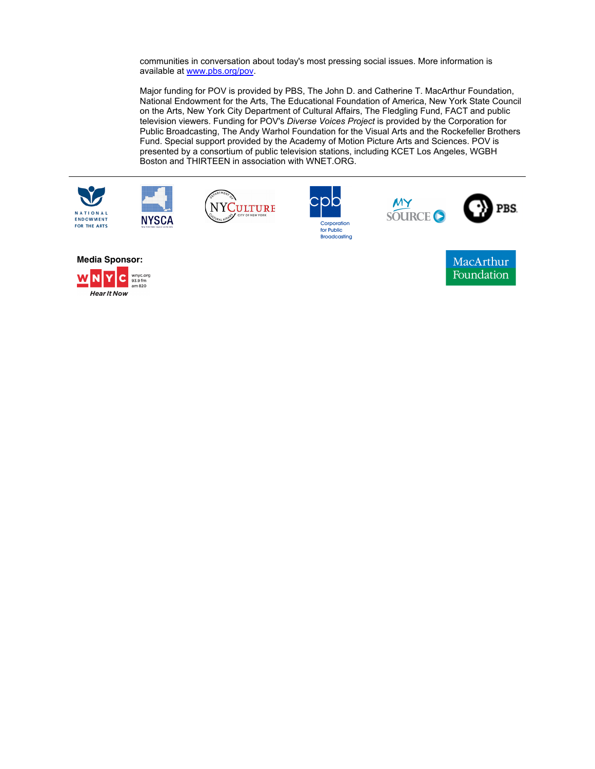communities in conversation about today's most pressing social issues. More information is available at [www.pbs.org/pov](http://www.pbs.org/pov).

Major funding for POV is provided by PBS, The John D. and Catherine T. MacArthur Foundation, National Endowment for the Arts, The Educational Foundation of America, New York State Council on the Arts, New York City Department of Cultural Affairs, The Fledgling Fund, FACT and public television viewers. Funding for POV's *Diverse Voices Project* is provided by the Corporation for Public Broadcasting, The Andy Warhol Foundation for the Visual Arts and the Rockefeller Brothers Fund. Special support provided by the Academy of Motion Picture Arts and Sciences. POV is presented by a consortium of public television stations, including KCET Los Angeles, WGBH Boston and THIRTEEN in association with WNET.ORG.

---

NATIONAL ENDOWMENT FOR THE ARTS

NYSCA

NYCULTURE

Corporation for Public Broadcasting

MY SOURCE

PBS

**Media Sponsor:**

WNYC wnyc.org 93.9 fm am 820 Hear It Now

MacArthur Foundation